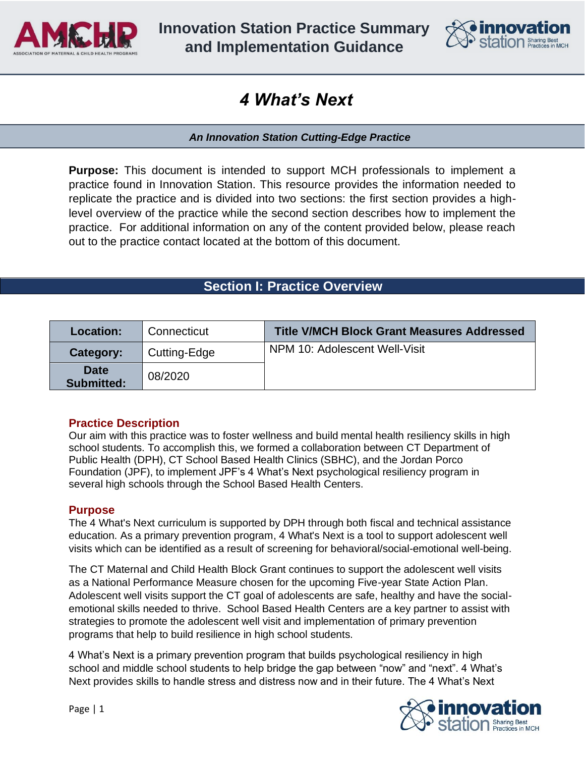# Innovation Station Practice Summary and Implementation Guidance

# 4 What's Next

***An Innovation Station Cutting-Edge Practice***

**Purpose:** This document is intended to support MCH professionals to implement a practice found in Innovation Station. This resource provides the information needed to replicate the practice and is divided into two sections: the first section provides a high-level overview of the practice while the second section describes how to implement the practice. For additional information on any of the content provided below, please reach out to the practice contact located at the bottom of this document.

## Section I: Practice Overview

| **Location:** | Connecticut | **Title V/MCH Block Grant Measures Addressed** |
|---|---|---|
| **Category:** | Cutting-Edge | NPM 10: Adolescent Well-Visit |
| **Date Submitted:** | 08/2020 | |

### Practice Description

Our aim with this practice was to foster wellness and build mental health resiliency skills in high school students. To accomplish this, we formed a collaboration between CT Department of Public Health (DPH), CT School Based Health Clinics (SBHC), and the Jordan Porco Foundation (JPF), to implement JPF's 4 What's Next psychological resiliency program in several high schools through the School Based Health Centers.

### Purpose

The 4 What's Next curriculum is supported by DPH through both fiscal and technical assistance education. As a primary prevention program, 4 What's Next is a tool to support adolescent well visits which can be identified as a result of screening for behavioral/social-emotional well-being.

The CT Maternal and Child Health Block Grant continues to support the adolescent well visits as a National Performance Measure chosen for the upcoming Five-year State Action Plan. Adolescent well visits support the CT goal of adolescents are safe, healthy and have the social-emotional skills needed to thrive. School Based Health Centers are a key partner to assist with strategies to promote the adolescent well visit and implementation of primary prevention programs that help to build resilience in high school students.

4 What's Next is a primary prevention program that builds psychological resiliency in high school and middle school students to help bridge the gap between "now" and "next". 4 What's Next provides skills to handle stress and distress now and in their future. The 4 What's Next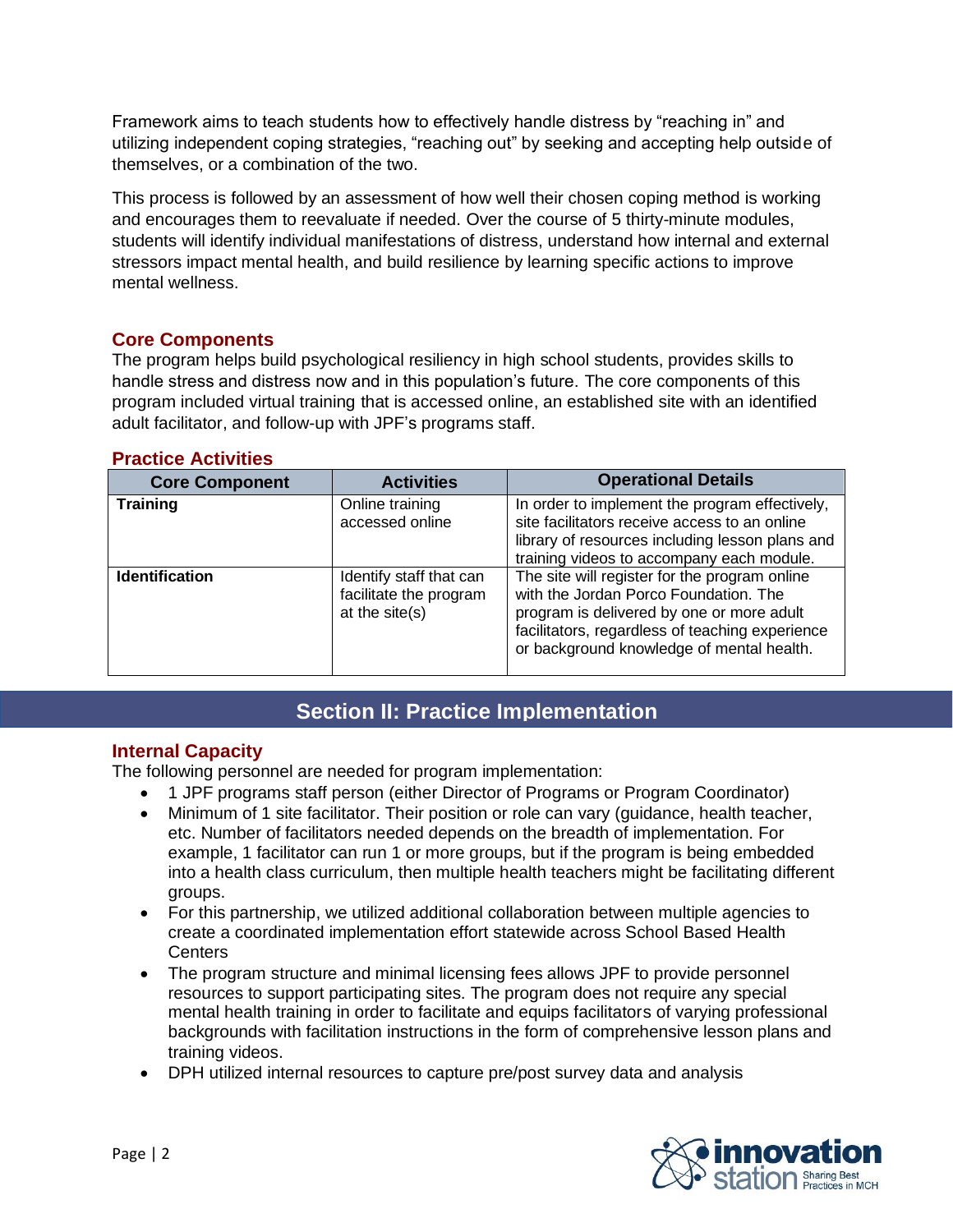Framework aims to teach students how to effectively handle distress by "reaching in" and utilizing independent coping strategies, "reaching out" by seeking and accepting help outside of themselves, or a combination of the two.

This process is followed by an assessment of how well their chosen coping method is working and encourages them to reevaluate if needed. Over the course of 5 thirty-minute modules, students will identify individual manifestations of distress, understand how internal and external stressors impact mental health, and build resilience by learning specific actions to improve mental wellness.

### Core Components

The program helps build psychological resiliency in high school students, provides skills to handle stress and distress now and in this population's future. The core components of this program included virtual training that is accessed online, an established site with an identified adult facilitator, and follow-up with JPF's programs staff.

### Practice Activities

| Core Component | Activities | Operational Details |
| --- | --- | --- |
| **Training** | Online training accessed online | In order to implement the program effectively, site facilitators receive access to an online library of resources including lesson plans and training videos to accompany each module. |
| **Identification** | Identify staff that can facilitate the program at the site(s) | The site will register for the program online with the Jordan Porco Foundation. The program is delivered by one or more adult facilitators, regardless of teaching experience or background knowledge of mental health. |

## Section II: Practice Implementation

### Internal Capacity

The following personnel are needed for program implementation:

- 1 JPF programs staff person (either Director of Programs or Program Coordinator)
- Minimum of 1 site facilitator. Their position or role can vary (guidance, health teacher, etc. Number of facilitators needed depends on the breadth of implementation. For example, 1 facilitator can run 1 or more groups, but if the program is being embedded into a health class curriculum, then multiple health teachers might be facilitating different groups.
- For this partnership, we utilized additional collaboration between multiple agencies to create a coordinated implementation effort statewide across School Based Health Centers
- The program structure and minimal licensing fees allows JPF to provide personnel resources to support participating sites. The program does not require any special mental health training in order to facilitate and equips facilitators of varying professional backgrounds with facilitation instructions in the form of comprehensive lesson plans and training videos.
- DPH utilized internal resources to capture pre/post survey data and analysis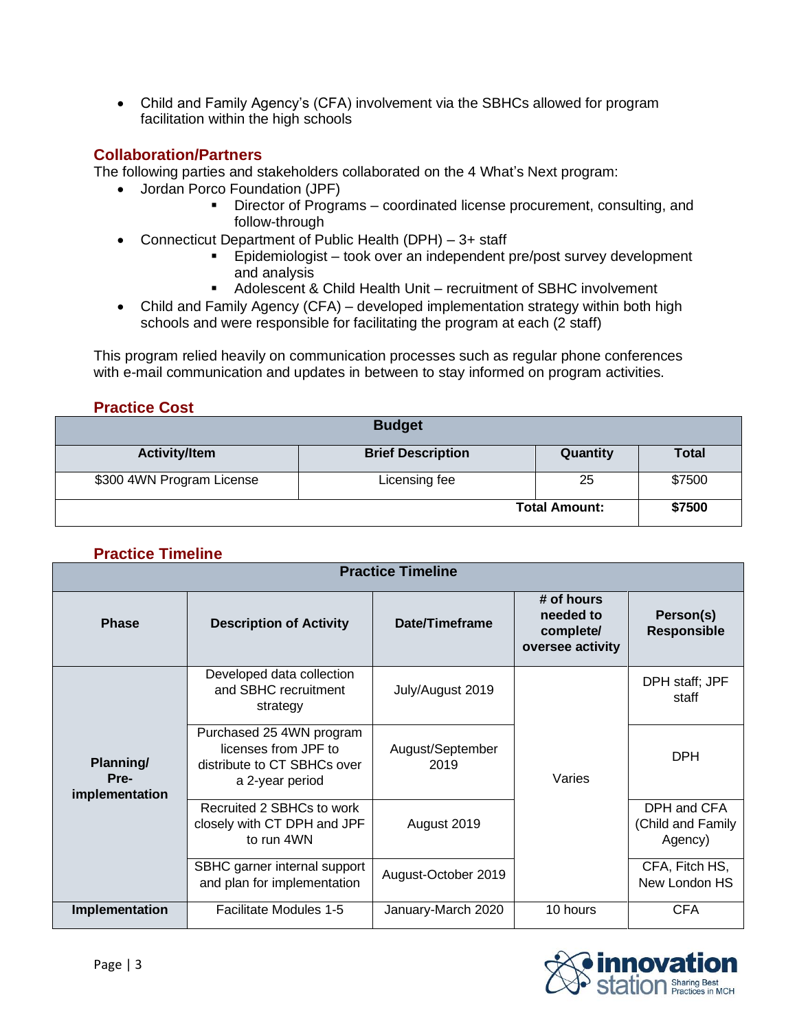- Child and Family Agency's (CFA) involvement via the SBHCs allowed for program facilitation within the high schools

## Collaboration/Partners

The following parties and stakeholders collaborated on the 4 What's Next program:

- Jordan Porco Foundation (JPF)
  - Director of Programs – coordinated license procurement, consulting, and follow-through
- Connecticut Department of Public Health (DPH) – 3+ staff
  - Epidemiologist – took over an independent pre/post survey development and analysis
  - Adolescent & Child Health Unit – recruitment of SBHC involvement
- Child and Family Agency (CFA) – developed implementation strategy within both high schools and were responsible for facilitating the program at each (2 staff)

This program relied heavily on communication processes such as regular phone conferences with e-mail communication and updates in between to stay informed on program activities.

## Practice Cost

| Budget | | | |
|---|---|---|---|
| **Activity/Item** | **Brief Description** | **Quantity** | **Total** |
| $300 4WN Program License | Licensing fee | 25 | $7500 |
| | | **Total Amount:** | **$7500** |

## Practice Timeline

| Practice Timeline | | | | |
|---|---|---|---|---|
| **Phase** | **Description of Activity** | **Date/Timeframe** | **# of hours needed to complete/ oversee activity** | **Person(s) Responsible** |
| **Planning/ Pre-implementation** | Developed data collection and SBHC recruitment strategy | July/August 2019 | Varies | DPH staff; JPF staff |
| | Purchased 25 4WN program licenses from JPF to distribute to CT SBHCs over a 2-year period | August/September 2019 | | DPH |
| | Recruited 2 SBHCs to work closely with CT DPH and JPF to run 4WN | August 2019 | | DPH and CFA (Child and Family Agency) |
| | SBHC garner internal support and plan for implementation | August-October 2019 | | CFA, Fitch HS, New London HS |
| **Implementation** | Facilitate Modules 1-5 | January-March 2020 | 10 hours | CFA |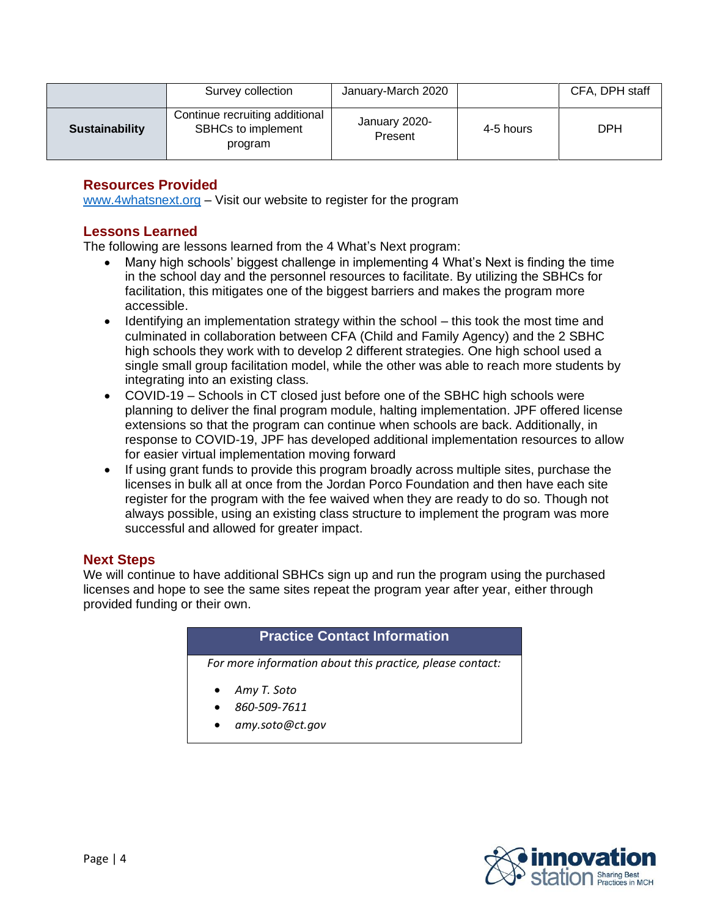| | | | | |
|---|---|---|---|---|
| | Survey collection | January-March 2020 | | CFA, DPH staff |
| **Sustainability** | Continue recruiting additional SBHCs to implement program | January 2020-Present | 4-5 hours | DPH |

## Resources Provided

[www.4whatsnext.org](http://www.4whatsnext.org) – Visit our website to register for the program

## Lessons Learned

The following are lessons learned from the 4 What's Next program:

- Many high schools' biggest challenge in implementing 4 What's Next is finding the time in the school day and the personnel resources to facilitate. By utilizing the SBHCs for facilitation, this mitigates one of the biggest barriers and makes the program more accessible.
- Identifying an implementation strategy within the school – this took the most time and culminated in collaboration between CFA (Child and Family Agency) and the 2 SBHC high schools they work with to develop 2 different strategies. One high school used a single small group facilitation model, while the other was able to reach more students by integrating into an existing class.
- COVID-19 – Schools in CT closed just before one of the SBHC high schools were planning to deliver the final program module, halting implementation. JPF offered license extensions so that the program can continue when schools are back. Additionally, in response to COVID-19, JPF has developed additional implementation resources to allow for easier virtual implementation moving forward
- If using grant funds to provide this program broadly across multiple sites, purchase the licenses in bulk all at once from the Jordan Porco Foundation and then have each site register for the program with the fee waived when they are ready to do so. Though not always possible, using an existing class structure to implement the program was more successful and allowed for greater impact.

## Next Steps

We will continue to have additional SBHCs sign up and run the program using the purchased licenses and hope to see the same sites repeat the program year after year, either through provided funding or their own.

### Practice Contact Information

*For more information about this practice, please contact:*

- *Amy T. Soto*
- *860-509-7611*
- *amy.soto@ct.gov*